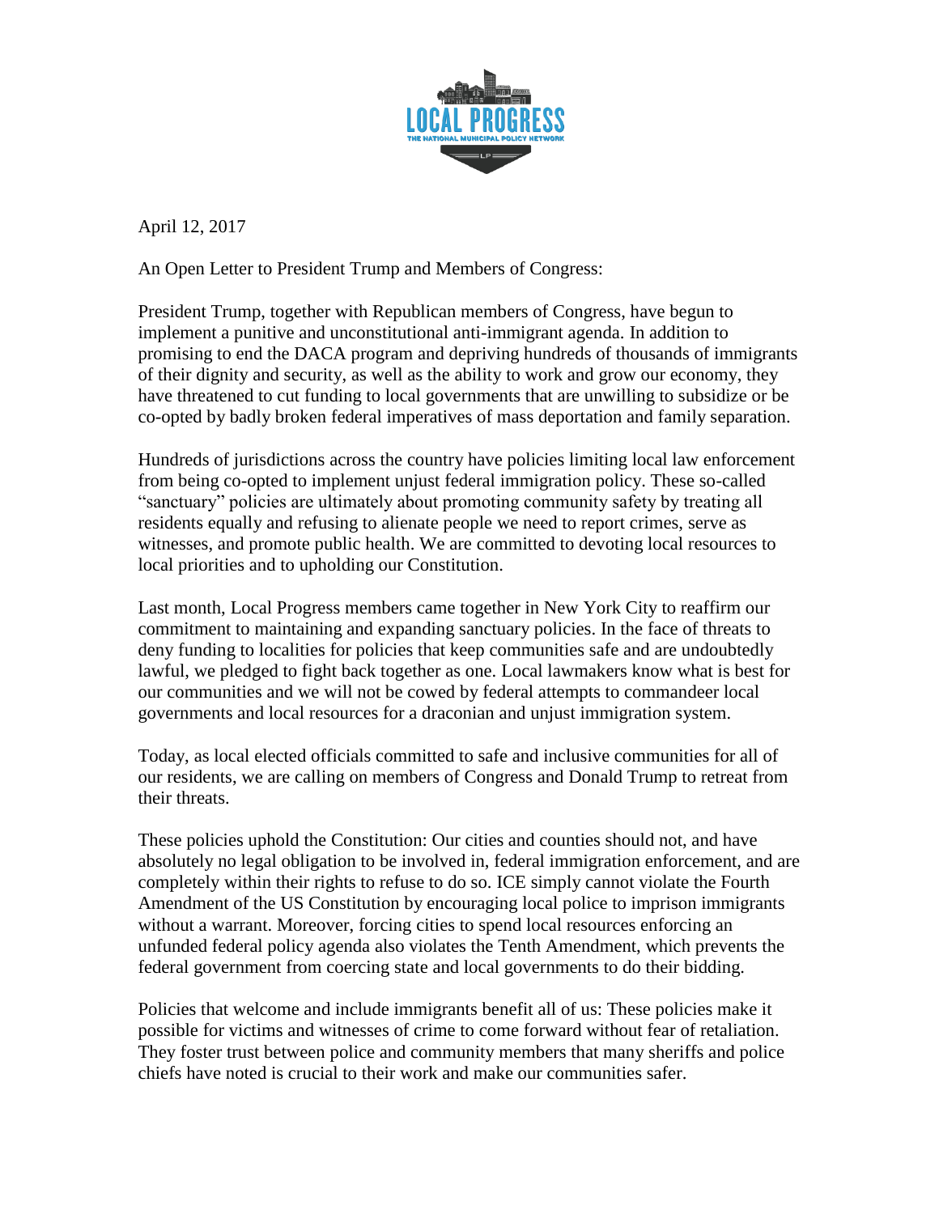LOCAL PROGRESS

THE NATIONAL MUNICIPAL POLICY NETWORK

April 12, 2017

An Open Letter to President Trump and Members of Congress:

President Trump, together with Republican members of Congress, have begun to implement a punitive and unconstitutional anti-immigrant agenda. In addition to promising to end the DACA program and depriving hundreds of thousands of immigrants of their dignity and security, as well as the ability to work and grow our economy, they have threatened to cut funding to local governments that are unwilling to subsidize or be co-opted by badly broken federal imperatives of mass deportation and family separation.

Hundreds of jurisdictions across the country have policies limiting local law enforcement from being co-opted to implement unjust federal immigration policy. These so-called "sanctuary" policies are ultimately about promoting community safety by treating all residents equally and refusing to alienate people we need to report crimes, serve as witnesses, and promote public health. We are committed to devoting local resources to local priorities and to upholding our Constitution.

Last month, Local Progress members came together in New York City to reaffirm our commitment to maintaining and expanding sanctuary policies. In the face of threats to deny funding to localities for policies that keep communities safe and are undoubtedly lawful, we pledged to fight back together as one. Local lawmakers know what is best for our communities and we will not be cowed by federal attempts to commandeer local governments and local resources for a draconian and unjust immigration system.

Today, as local elected officials committed to safe and inclusive communities for all of our residents, we are calling on members of Congress and Donald Trump to retreat from their threats.

These policies uphold the Constitution: Our cities and counties should not, and have absolutely no legal obligation to be involved in, federal immigration enforcement, and are completely within their rights to refuse to do so. ICE simply cannot violate the Fourth Amendment of the US Constitution by encouraging local police to imprison immigrants without a warrant. Moreover, forcing cities to spend local resources enforcing an unfunded federal policy agenda also violates the Tenth Amendment, which prevents the federal government from coercing state and local governments to do their bidding.

Policies that welcome and include immigrants benefit all of us: These policies make it possible for victims and witnesses of crime to come forward without fear of retaliation. They foster trust between police and community members that many sheriffs and police chiefs have noted is crucial to their work and make our communities safer.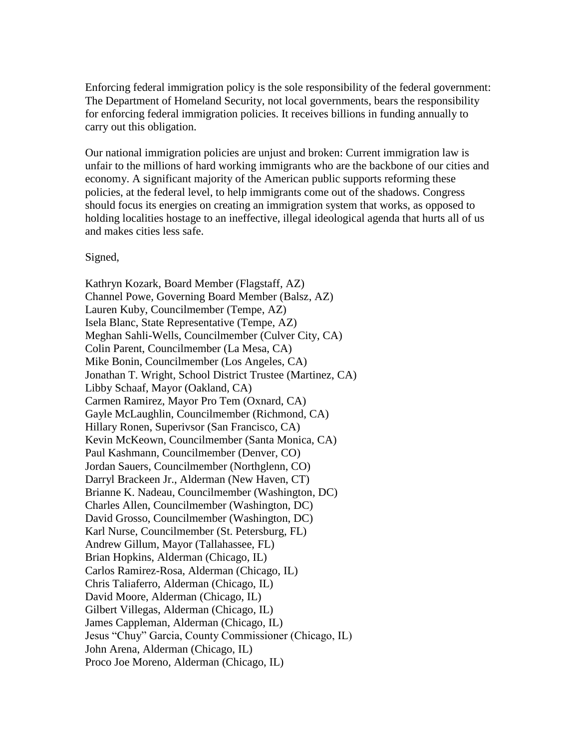Enforcing federal immigration policy is the sole responsibility of the federal government: The Department of Homeland Security, not local governments, bears the responsibility for enforcing federal immigration policies. It receives billions in funding annually to carry out this obligation.

Our national immigration policies are unjust and broken: Current immigration law is unfair to the millions of hard working immigrants who are the backbone of our cities and economy. A significant majority of the American public supports reforming these policies, at the federal level, to help immigrants come out of the shadows. Congress should focus its energies on creating an immigration system that works, as opposed to holding localities hostage to an ineffective, illegal ideological agenda that hurts all of us and makes cities less safe.

Signed,

Kathryn Kozark, Board Member (Flagstaff, AZ)
Channel Powe, Governing Board Member (Balsz, AZ)
Lauren Kuby, Councilmember (Tempe, AZ)
Isela Blanc, State Representative (Tempe, AZ)
Meghan Sahli-Wells, Councilmember (Culver City, CA)
Colin Parent, Councilmember (La Mesa, CA)
Mike Bonin, Councilmember (Los Angeles, CA)
Jonathan T. Wright, School District Trustee (Martinez, CA)
Libby Schaaf, Mayor (Oakland, CA)
Carmen Ramirez, Mayor Pro Tem (Oxnard, CA)
Gayle McLaughlin, Councilmember (Richmond, CA)
Hillary Ronen, Superivsor (San Francisco, CA)
Kevin McKeown, Councilmember (Santa Monica, CA)
Paul Kashmann, Councilmember (Denver, CO)
Jordan Sauers, Councilmember (Northglenn, CO)
Darryl Brackeen Jr., Alderman (New Haven, CT)
Brianne K. Nadeau, Councilmember (Washington, DC)
Charles Allen, Councilmember (Washington, DC)
David Grosso, Councilmember (Washington, DC)
Karl Nurse, Councilmember (St. Petersburg, FL)
Andrew Gillum, Mayor (Tallahassee, FL)
Brian Hopkins, Alderman (Chicago, IL)
Carlos Ramirez-Rosa, Alderman (Chicago, IL)
Chris Taliaferro, Alderman (Chicago, IL)
David Moore, Alderman (Chicago, IL)
Gilbert Villegas, Alderman (Chicago, IL)
James Cappleman, Alderman (Chicago, IL)
Jesus "Chuy" Garcia, County Commissioner (Chicago, IL)
John Arena, Alderman (Chicago, IL)
Proco Joe Moreno, Alderman (Chicago, IL)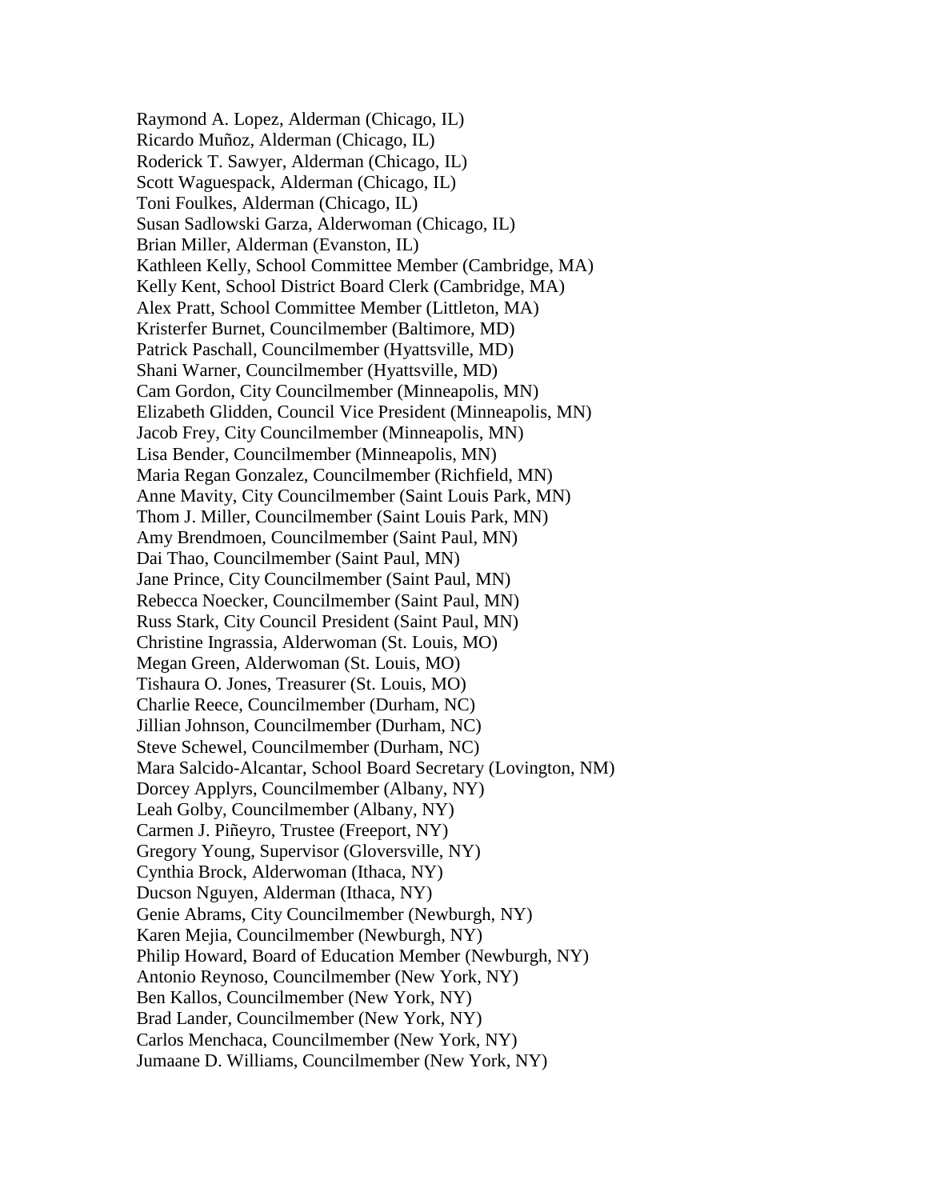Raymond A. Lopez, Alderman (Chicago, IL)
Ricardo Muñoz, Alderman (Chicago, IL)
Roderick T. Sawyer, Alderman (Chicago, IL)
Scott Waguespack, Alderman (Chicago, IL)
Toni Foulkes, Alderman (Chicago, IL)
Susan Sadlowski Garza, Alderwoman (Chicago, IL)
Brian Miller, Alderman (Evanston, IL)
Kathleen Kelly, School Committee Member (Cambridge, MA)
Kelly Kent, School District Board Clerk (Cambridge, MA)
Alex Pratt, School Committee Member (Littleton, MA)
Kristerfer Burnet, Councilmember (Baltimore, MD)
Patrick Paschall, Councilmember (Hyattsville, MD)
Shani Warner, Councilmember (Hyattsville, MD)
Cam Gordon, City Councilmember (Minneapolis, MN)
Elizabeth Glidden, Council Vice President (Minneapolis, MN)
Jacob Frey, City Councilmember (Minneapolis, MN)
Lisa Bender, Councilmember (Minneapolis, MN)
Maria Regan Gonzalez, Councilmember (Richfield, MN)
Anne Mavity, City Councilmember (Saint Louis Park, MN)
Thom J. Miller, Councilmember (Saint Louis Park, MN)
Amy Brendmoen, Councilmember (Saint Paul, MN)
Dai Thao, Councilmember (Saint Paul, MN)
Jane Prince, City Councilmember (Saint Paul, MN)
Rebecca Noecker, Councilmember (Saint Paul, MN)
Russ Stark, City Council President (Saint Paul, MN)
Christine Ingrassia, Alderwoman (St. Louis, MO)
Megan Green, Alderwoman (St. Louis, MO)
Tishaura O. Jones, Treasurer (St. Louis, MO)
Charlie Reece, Councilmember (Durham, NC)
Jillian Johnson, Councilmember (Durham, NC)
Steve Schewel, Councilmember (Durham, NC)
Mara Salcido-Alcantar, School Board Secretary (Lovington, NM)
Dorcey Applyrs, Councilmember (Albany, NY)
Leah Golby, Councilmember (Albany, NY)
Carmen J. Piñeyro, Trustee (Freeport, NY)
Gregory Young, Supervisor (Gloversville, NY)
Cynthia Brock, Alderwoman (Ithaca, NY)
Ducson Nguyen, Alderman (Ithaca, NY)
Genie Abrams, City Councilmember (Newburgh, NY)
Karen Mejia, Councilmember (Newburgh, NY)
Philip Howard, Board of Education Member (Newburgh, NY)
Antonio Reynoso, Councilmember (New York, NY)
Ben Kallos, Councilmember (New York, NY)
Brad Lander, Councilmember (New York, NY)
Carlos Menchaca, Councilmember (New York, NY)
Jumaane D. Williams, Councilmember (New York, NY)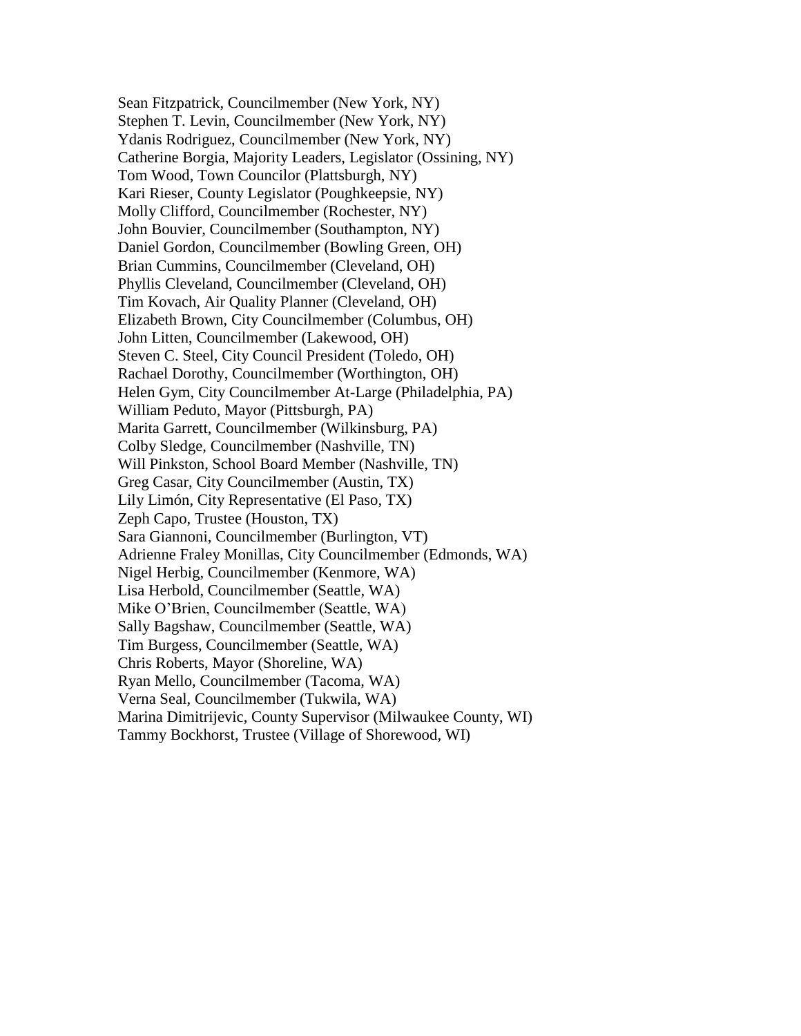Sean Fitzpatrick, Councilmember (New York, NY)
Stephen T. Levin, Councilmember (New York, NY)
Ydanis Rodriguez, Councilmember (New York, NY)
Catherine Borgia, Majority Leaders, Legislator (Ossining, NY)
Tom Wood, Town Councilor (Plattsburgh, NY)
Kari Rieser, County Legislator (Poughkeepsie, NY)
Molly Clifford, Councilmember (Rochester, NY)
John Bouvier, Councilmember (Southampton, NY)
Daniel Gordon, Councilmember (Bowling Green, OH)
Brian Cummins, Councilmember (Cleveland, OH)
Phyllis Cleveland, Councilmember (Cleveland, OH)
Tim Kovach, Air Quality Planner (Cleveland, OH)
Elizabeth Brown, City Councilmember (Columbus, OH)
John Litten, Councilmember (Lakewood, OH)
Steven C. Steel, City Council President (Toledo, OH)
Rachael Dorothy, Councilmember (Worthington, OH)
Helen Gym, City Councilmember At-Large (Philadelphia, PA)
William Peduto, Mayor (Pittsburgh, PA)
Marita Garrett, Councilmember (Wilkinsburg, PA)
Colby Sledge, Councilmember (Nashville, TN)
Will Pinkston, School Board Member (Nashville, TN)
Greg Casar, City Councilmember (Austin, TX)
Lily Limón, City Representative (El Paso, TX)
Zeph Capo, Trustee (Houston, TX)
Sara Giannoni, Councilmember (Burlington, VT)
Adrienne Fraley Monillas, City Councilmember (Edmonds, WA)
Nigel Herbig, Councilmember (Kenmore, WA)
Lisa Herbold, Councilmember (Seattle, WA)
Mike O'Brien, Councilmember (Seattle, WA)
Sally Bagshaw, Councilmember (Seattle, WA)
Tim Burgess, Councilmember (Seattle, WA)
Chris Roberts, Mayor (Shoreline, WA)
Ryan Mello, Councilmember (Tacoma, WA)
Verna Seal, Councilmember (Tukwila, WA)
Marina Dimitrijevic, County Supervisor (Milwaukee County, WI)
Tammy Bockhorst, Trustee (Village of Shorewood, WI)